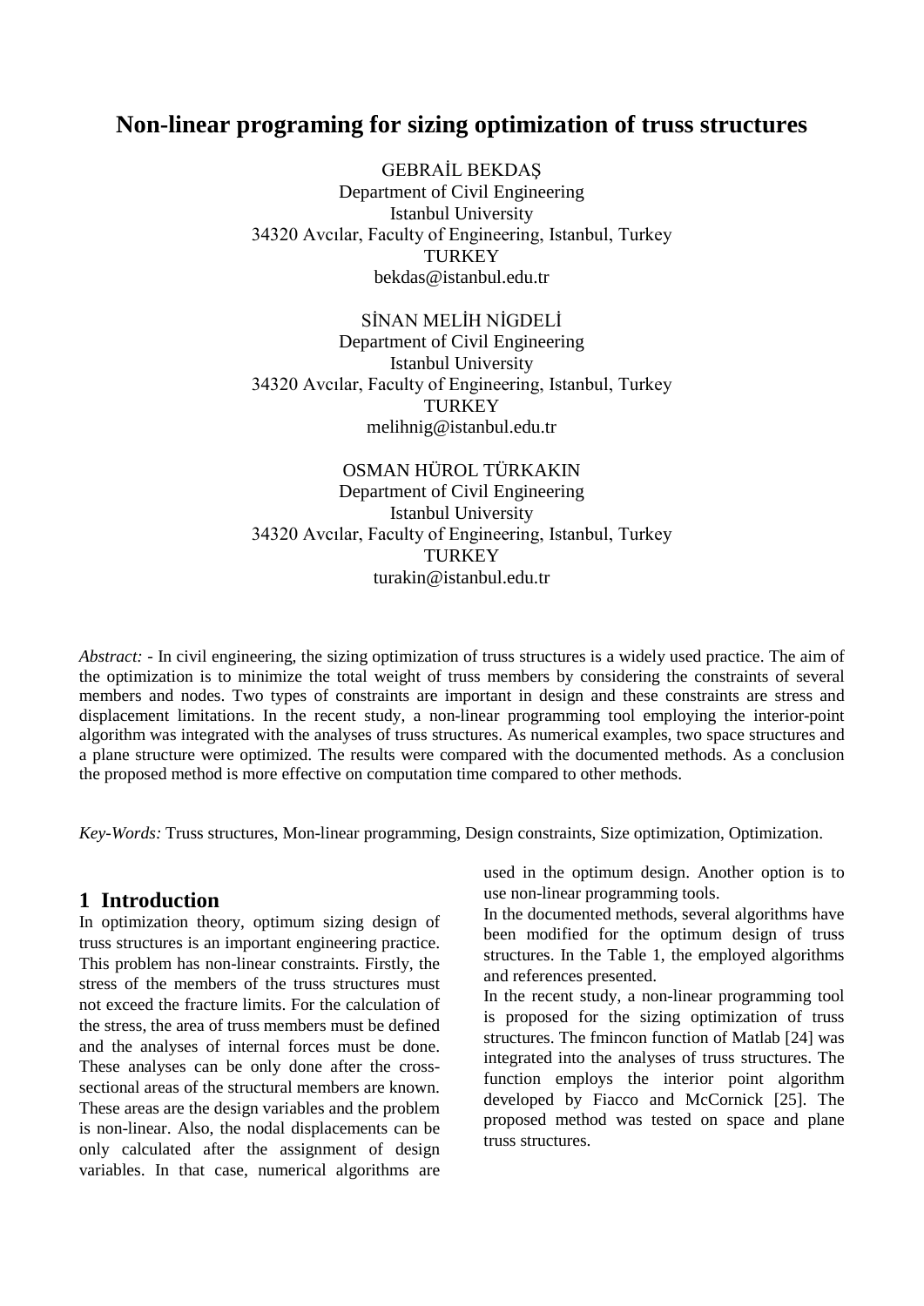# Non-linear programing for sizing optimization of truss structures

GEBRAİL BEKDAŞ
Department of Civil Engineering
Istanbul University
34320 Avcılar, Faculty of Engineering, Istanbul, Turkey
TURKEY
bekdas@istanbul.edu.tr

SİNAN MELİH NİGDELİ
Department of Civil Engineering
Istanbul University
34320 Avcılar, Faculty of Engineering, Istanbul, Turkey
TURKEY
melihnig@istanbul.edu.tr

OSMAN HÜROL TÜRKAKIN
Department of Civil Engineering
Istanbul University
34320 Avcılar, Faculty of Engineering, Istanbul, Turkey
TURKEY
turakin@istanbul.edu.tr

*Abstract:* - In civil engineering, the sizing optimization of truss structures is a widely used practice. The aim of the optimization is to minimize the total weight of truss members by considering the constraints of several members and nodes. Two types of constraints are important in design and these constraints are stress and displacement limitations. In the recent study, a non-linear programming tool employing the interior-point algorithm was integrated with the analyses of truss structures. As numerical examples, two space structures and a plane structure were optimized. The results were compared with the documented methods. As a conclusion the proposed method is more effective on computation time compared to other methods.

*Key-Words:* Truss structures, Mon-linear programming, Design constraints, Size optimization, Optimization.

## 1 Introduction

In optimization theory, optimum sizing design of truss structures is an important engineering practice. This problem has non-linear constraints. Firstly, the stress of the members of the truss structures must not exceed the fracture limits. For the calculation of the stress, the area of truss members must be defined and the analyses of internal forces must be done. These analyses can be only done after the cross-sectional areas of the structural members are known. These areas are the design variables and the problem is non-linear. Also, the nodal displacements can be only calculated after the assignment of design variables. In that case, numerical algorithms are used in the optimum design. Another option is to use non-linear programming tools.

In the documented methods, several algorithms have been modified for the optimum design of truss structures. In the Table 1, the employed algorithms and references presented.

In the recent study, a non-linear programming tool is proposed for the sizing optimization of truss structures. The fmincon function of Matlab [24] was integrated into the analyses of truss structures. The function employs the interior point algorithm developed by Fiacco and McCornick [25]. The proposed method was tested on space and plane truss structures.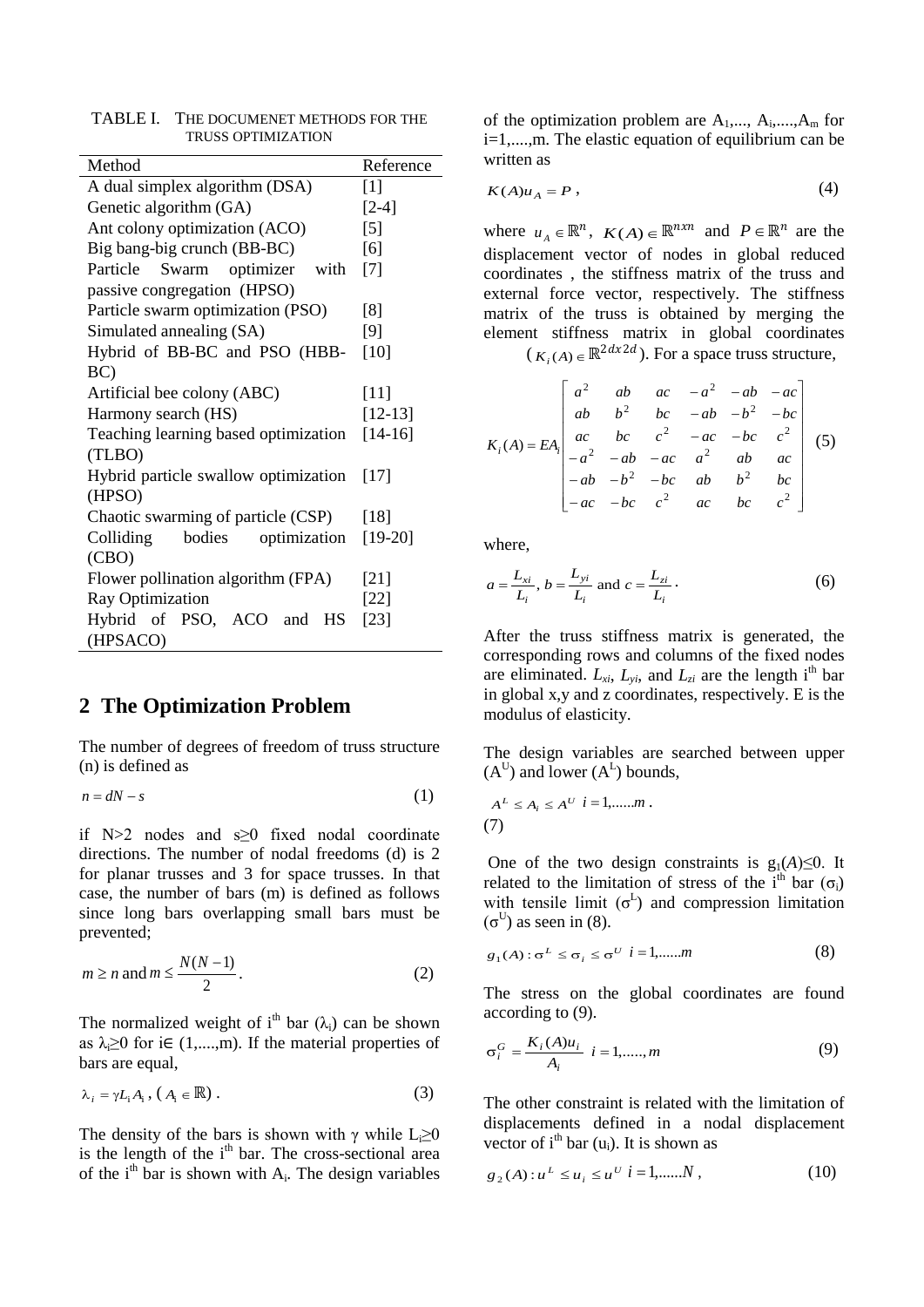TABLE I. THE DOCUMENET METHODS FOR THE TRUSS OPTIMIZATION

| Method | Reference |
|---|---|
| A dual simplex algorithm (DSA) | [1] |
| Genetic algorithm (GA) | [2-4] |
| Ant colony optimization (ACO) | [5] |
| Big bang-big crunch (BB-BC) | [6] |
| Particle Swarm optimizer with passive congregation (HPSO) | [7] |
| Particle swarm optimization (PSO) | [8] |
| Simulated annealing (SA) | [9] |
| Hybrid of BB-BC and PSO (HBB-BC) | [10] |
| Artificial bee colony (ABC) | [11] |
| Harmony search (HS) | [12-13] |
| Teaching learning based optimization (TLBO) | [14-16] |
| Hybrid particle swallow optimization (HPSO) | [17] |
| Chaotic swarming of particle (CSP) | [18] |
| Colliding bodies optimization (CBO) | [19-20] |
| Flower pollination algorithm (FPA) | [21] |
| Ray Optimization | [22] |
| Hybrid of PSO, ACO and HS (HPSACO) | [23] |

## 2 The Optimization Problem

The number of degrees of freedom of truss structure (n) is defined as

$$n = dN - s \tag{1}$$

if N>2 nodes and s≥0 fixed nodal coordinate directions. The number of nodal freedoms (d) is 2 for planar trusses and 3 for space trusses. In that case, the number of bars (m) is defined as follows since long bars overlapping small bars must be prevented;

$$m \geq n \text{ and } m \leq \frac{N(N-1)}{2}. \tag{2}$$

The normalized weight of i[th] bar ($\lambda_i$) can be shown as $\lambda_i \geq 0$ for i∈ (1,....,m). If the material properties of bars are equal,

$$\lambda_i = \gamma L_i A_i \text{ , } (A_i \in \mathbb{R}) \text{ .} \tag{3}$$

The density of the bars is shown with $\gamma$ while $L_i \geq 0$ is the length of the i[th] bar. The cross-sectional area of the i[th] bar is shown with $A_i$. The design variables of the optimization problem are $A_1,..., A_i,....,A_m$ for i=1,....,m. The elastic equation of equilibrium can be written as

$$K(A)u_A = P \text{ ,} \tag{4}$$

where $u_A \in \mathbb{R}^n$, $K(A) \in \mathbb{R}^{nxn}$ and $P \in \mathbb{R}^n$ are the displacement vector of nodes in global reduced coordinates , the stiffness matrix of the truss and external force vector, respectively. The stiffness matrix of the truss is obtained by merging the element stiffness matrix in global coordinates ($K_i(A) \in \mathbb{R}^{2dx2d}$). For a space truss structure,

$$K_i(A) = EA_i \begin{bmatrix} a^2 & ab & ac & -a^2 & -ab & -ac \\ ab & b^2 & bc & -ab & -b^2 & -bc \\ ac & bc & c^2 & -ac & -bc & c^2 \\ -a^2 & -ab & -ac & a^2 & ab & ac \\ -ab & -b^2 & -bc & ab & b^2 & bc \\ -ac & -bc & c^2 & ac & bc & c^2 \end{bmatrix} \tag{5}$$

where,

$$a = \frac{L_{xi}}{L_i},\ b = \frac{L_{yi}}{L_i} \text{ and } c = \frac{L_{zi}}{L_i} \text{ .} \tag{6}$$

After the truss stiffness matrix is generated, the corresponding rows and columns of the fixed nodes are eliminated. $L_{xi}$, $L_{yi}$, and $L_{zi}$ are the length i[th] bar in global x,y and z coordinates, respectively. E is the modulus of elasticity.

The design variables are searched between upper ($A^U$) and lower ($A^L$) bounds,

$$A^L \leq A_i \leq A^U \quad i = 1,......m \text{ .} \tag{7}$$

One of the two design constraints is $g_1(A) \leq 0$. It related to the limitation of stress of the i[th] bar ($\sigma_i$) with tensile limit ($\sigma^L$) and compression limitation ($\sigma^U$) as seen in (8).

$$g_1(A) : \sigma^L \leq \sigma_i \leq \sigma^U \quad i = 1,......m \tag{8}$$

The stress on the global coordinates are found according to (9).

$$\sigma_i^G = \frac{K_i(A)u_i}{A_i} \quad i = 1,......,m \tag{9}$$

The other constraint is related with the limitation of displacements defined in a nodal displacement vector of i[th] bar ($u_i$). It is shown as

$$g_2(A) : u^L \leq u_i \leq u^U \quad i = 1,......N \text{ ,} \tag{10}$$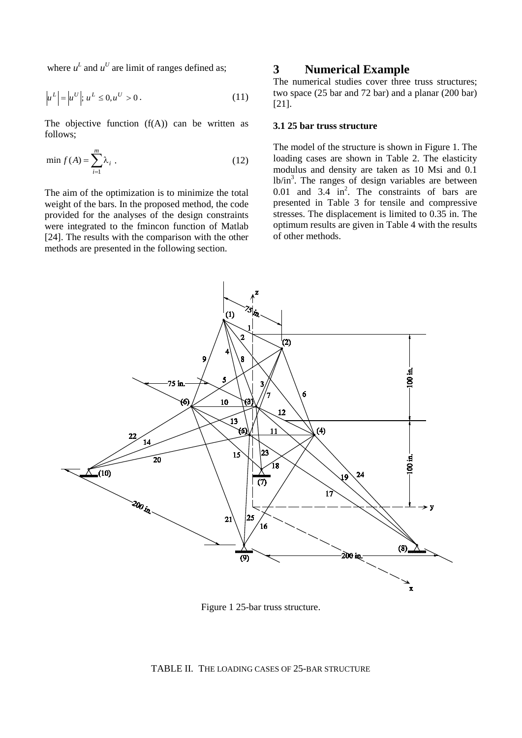where $u^L$ and $u^U$ are limit of ranges defined as;

$$\left|u^L\right| = \left|u^U\right|;\ u^L \le 0, u^U > 0\,. \tag{11}$$

The objective function (f(A)) can be written as follows;

$$\min\ f(A) = \sum_{i=1}^{m} \lambda_i\ . \tag{12}$$

The aim of the optimization is to minimize the total weight of the bars. In the proposed method, the code provided for the analyses of the design constraints were integrated to the fmincon function of Matlab [24]. The results with the comparison with the other methods are presented in the following section.

# 3 Numerical Example

The numerical studies cover three truss structures; two space (25 bar and 72 bar) and a planar (200 bar) [21].

### 3.1 25 bar truss structure

The model of the structure is shown in Figure 1. The loading cases are shown in Table 2. The elasticity modulus and density are taken as 10 Msi and 0.1 lb/in$^3$. The ranges of design variables are between 0.01 and 3.4 in$^2$. The constraints of bars are presented in Table 3 for tensile and compressive stresses. The displacement is limited to 0.35 in. The optimum results are given in Table 4 with the results of other methods.

z
75 in.
(1)
1
2
(2)
4
9
8
100 in.
75 in.
5
3
7
6
(6)
10
(3)
12
13
(5)
11
(4)
22
14
15
23
20
18
(10)
(7)
100 in.
19
24
17
y
200 in.
21
25
16
(8)
(9)
200 in.
x

Figure 1 25-bar truss structure.

TABLE II. THE LOADING CASES OF 25-BAR STRUCTURE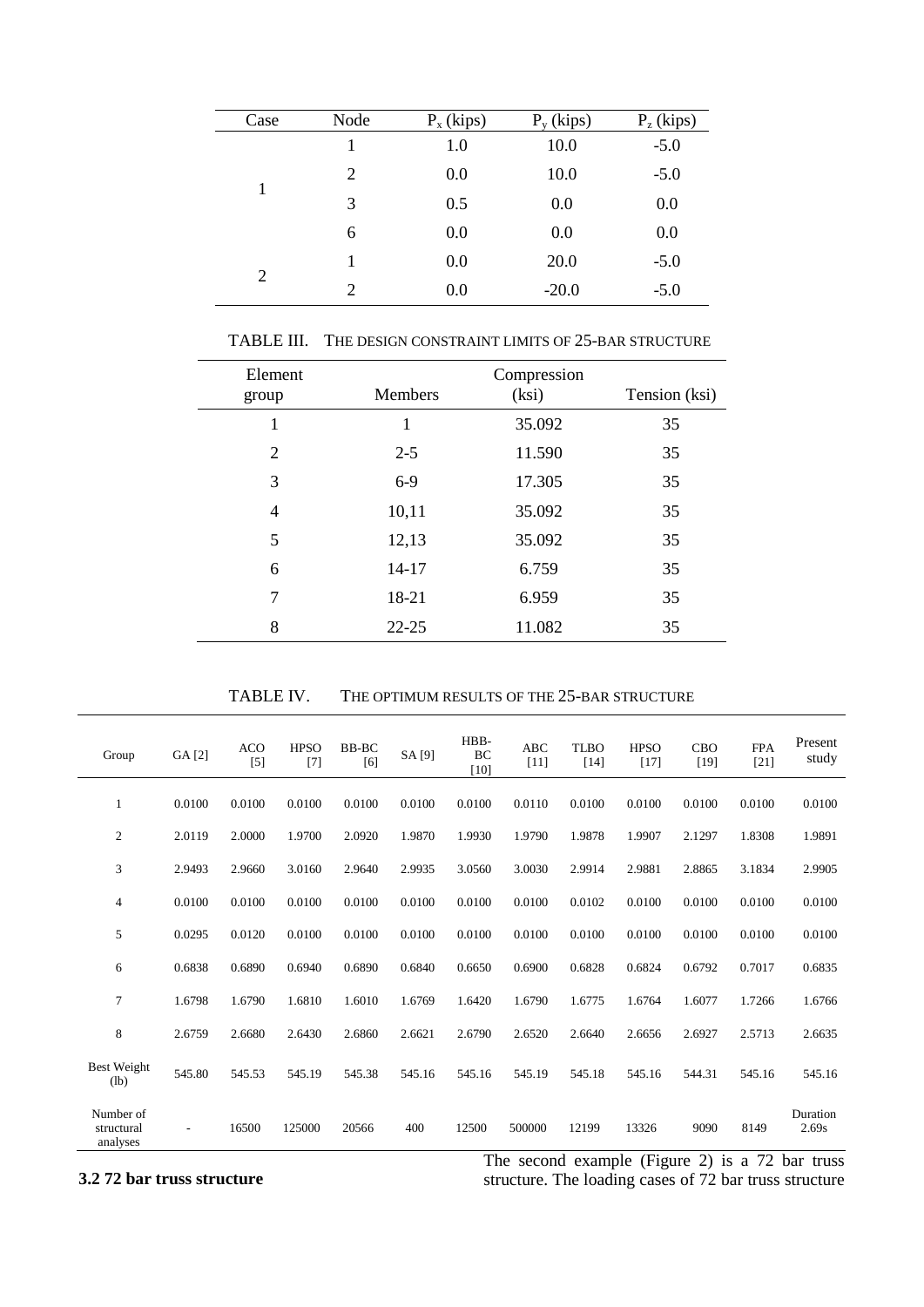| Case | Node | $P_x$ (kips) | $P_y$ (kips) | $P_z$ (kips) |
|---|---|---|---|---|
| 1 | 1 | 1.0 | 10.0 | -5.0 |
| | 2 | 0.0 | 10.0 | -5.0 |
| | 3 | 0.5 | 0.0 | 0.0 |
| | 6 | 0.0 | 0.0 | 0.0 |
| 2 | 1 | 0.0 | 20.0 | -5.0 |
| | 2 | 0.0 | -20.0 | -5.0 |

TABLE III. THE DESIGN CONSTRAINT LIMITS OF 25-BAR STRUCTURE

| Element group | Members | Compression (ksi) | Tension (ksi) |
|---|---|---|---|
| 1 | 1 | 35.092 | 35 |
| 2 | 2-5 | 11.590 | 35 |
| 3 | 6-9 | 17.305 | 35 |
| 4 | 10,11 | 35.092 | 35 |
| 5 | 12,13 | 35.092 | 35 |
| 6 | 14-17 | 6.759 | 35 |
| 7 | 18-21 | 6.959 | 35 |
| 8 | 22-25 | 11.082 | 35 |

TABLE IV. THE OPTIMUM RESULTS OF THE 25-BAR STRUCTURE

| Group | GA [2] | ACO [5] | HPSO [7] | BB-BC [6] | SA [9] | HBB-BC [10] | ABC [11] | TLBO [14] | HPSO [17] | CBO [19] | FPA [21] | Present study |
|---|---|---|---|---|---|---|---|---|---|---|---|---|
| 1 | 0.0100 | 0.0100 | 0.0100 | 0.0100 | 0.0100 | 0.0100 | 0.0110 | 0.0100 | 0.0100 | 0.0100 | 0.0100 | 0.0100 |
| 2 | 2.0119 | 2.0000 | 1.9700 | 2.0920 | 1.9870 | 1.9930 | 1.9790 | 1.9878 | 1.9907 | 2.1297 | 1.8308 | 1.9891 |
| 3 | 2.9493 | 2.9660 | 3.0160 | 2.9640 | 2.9935 | 3.0560 | 3.0030 | 2.9914 | 2.9881 | 2.8865 | 3.1834 | 2.9905 |
| 4 | 0.0100 | 0.0100 | 0.0100 | 0.0100 | 0.0100 | 0.0100 | 0.0100 | 0.0102 | 0.0100 | 0.0100 | 0.0100 | 0.0100 |
| 5 | 0.0295 | 0.0120 | 0.0100 | 0.0100 | 0.0100 | 0.0100 | 0.0100 | 0.0100 | 0.0100 | 0.0100 | 0.0100 | 0.0100 |
| 6 | 0.6838 | 0.6890 | 0.6940 | 0.6890 | 0.6840 | 0.6650 | 0.6900 | 0.6828 | 0.6824 | 0.6792 | 0.7017 | 0.6835 |
| 7 | 1.6798 | 1.6790 | 1.6810 | 1.6010 | 1.6769 | 1.6420 | 1.6790 | 1.6775 | 1.6764 | 1.6077 | 1.7266 | 1.6766 |
| 8 | 2.6759 | 2.6680 | 2.6430 | 2.6860 | 2.6621 | 2.6790 | 2.6520 | 2.6640 | 2.6656 | 2.6927 | 2.5713 | 2.6635 |
| Best Weight (lb) | 545.80 | 545.53 | 545.19 | 545.38 | 545.16 | 545.16 | 545.19 | 545.18 | 545.16 | 544.31 | 545.16 | 545.16 |
| Number of structural analyses | - | 16500 | 125000 | 20566 | 400 | 12500 | 500000 | 12199 | 13326 | 9090 | 8149 | Duration 2.69s |

### 3.2 72 bar truss structure

The second example (Figure 2) is a 72 bar truss structure. The loading cases of 72 bar truss structure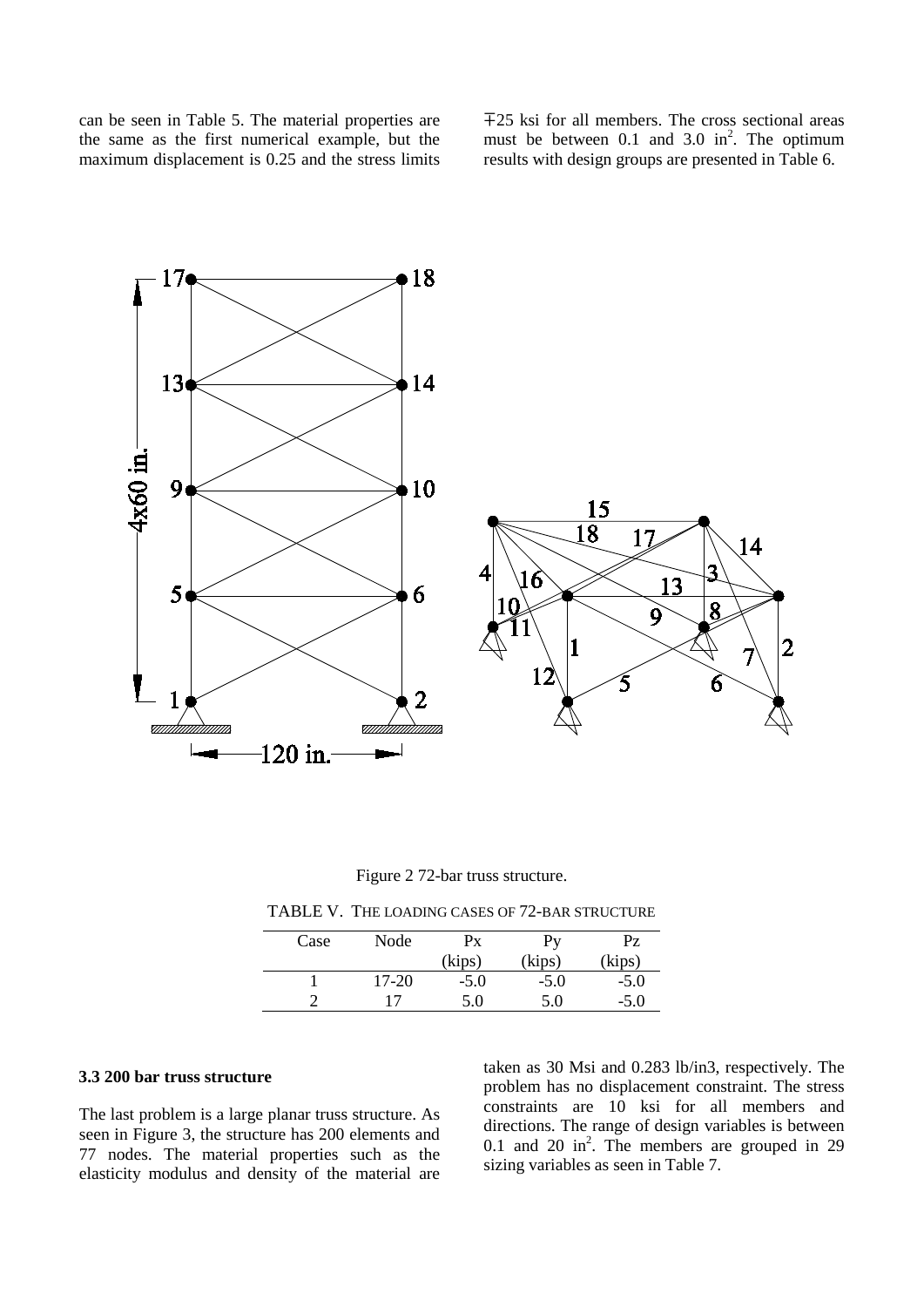can be seen in Table 5. The material properties are the same as the first numerical example, but the maximum displacement is 0.25 and the stress limits ∓25 ksi for all members. The cross sectional areas must be between 0.1 and 3.0 $in^2$. The optimum results with design groups are presented in Table 6.

17
18
13
14
9
10
5
6
1
2
4x60 in.
120 in.
15
18
17
14
4
16
3
13
10
11
9
8
1
2
12
7
5
6

Figure 2 72-bar truss structure.

TABLE V. THE LOADING CASES OF 72-BAR STRUCTURE

| Case | Node | Px (kips) | Py (kips) | Pz (kips) |
|---|---|---|---|---|
| 1 | 17-20 | -5.0 | -5.0 | -5.0 |
| 2 | 17 | 5.0 | 5.0 | -5.0 |

### 3.3 200 bar truss structure

The last problem is a large planar truss structure. As seen in Figure 3, the structure has 200 elements and 77 nodes. The material properties such as the elasticity modulus and density of the material are taken as 30 Msi and 0.283 lb/in3, respectively. The problem has no displacement constraint. The stress constraints are 10 ksi for all members and directions. The range of design variables is between 0.1 and 20 $in^2$. The members are grouped in 29 sizing variables as seen in Table 7.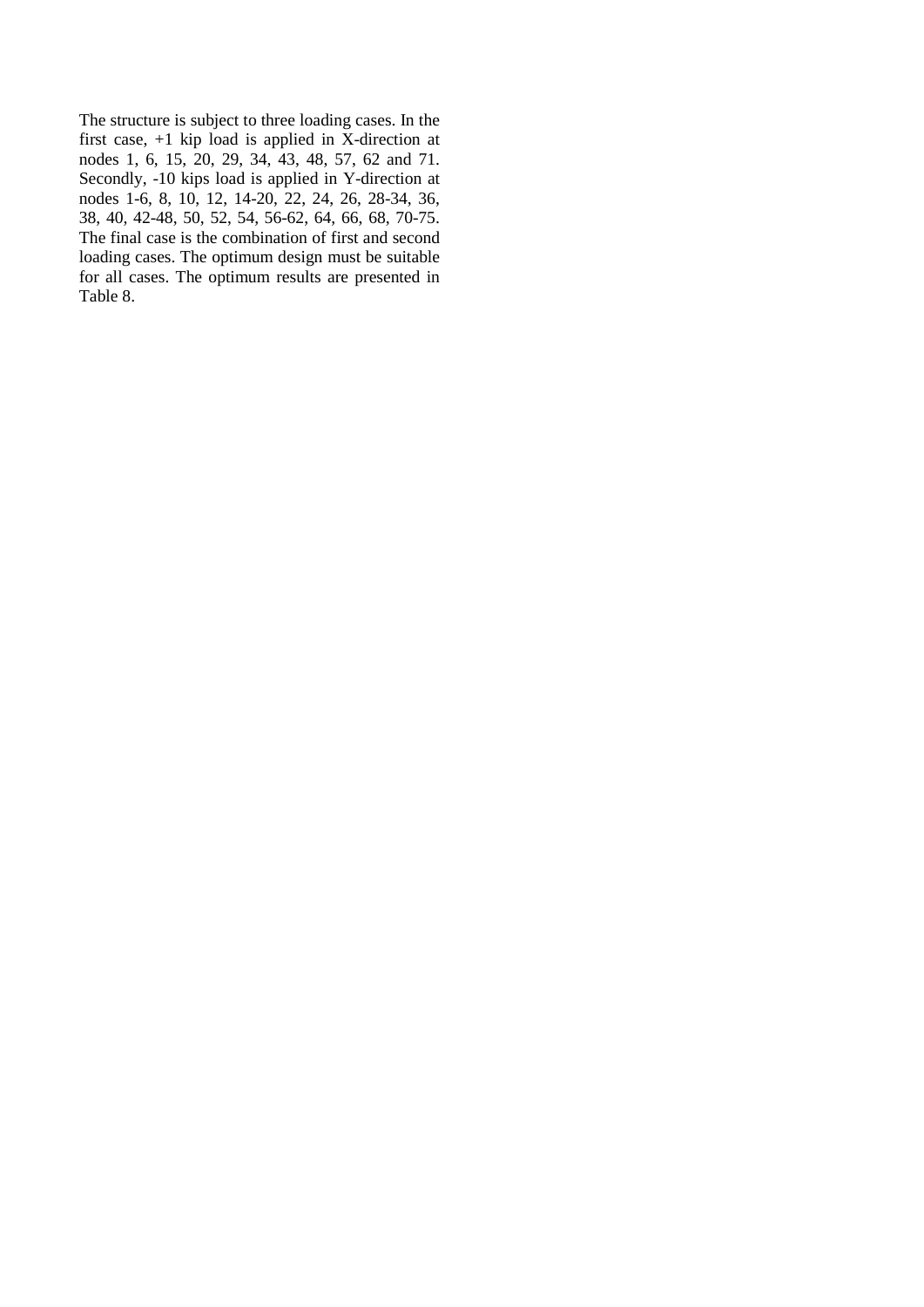The structure is subject to three loading cases. In the first case, +1 kip load is applied in X-direction at nodes 1, 6, 15, 20, 29, 34, 43, 48, 57, 62 and 71. Secondly, -10 kips load is applied in Y-direction at nodes 1-6, 8, 10, 12, 14-20, 22, 24, 26, 28-34, 36, 38, 40, 42-48, 50, 52, 54, 56-62, 64, 66, 68, 70-75. The final case is the combination of first and second loading cases. The optimum design must be suitable for all cases. The optimum results are presented in Table 8.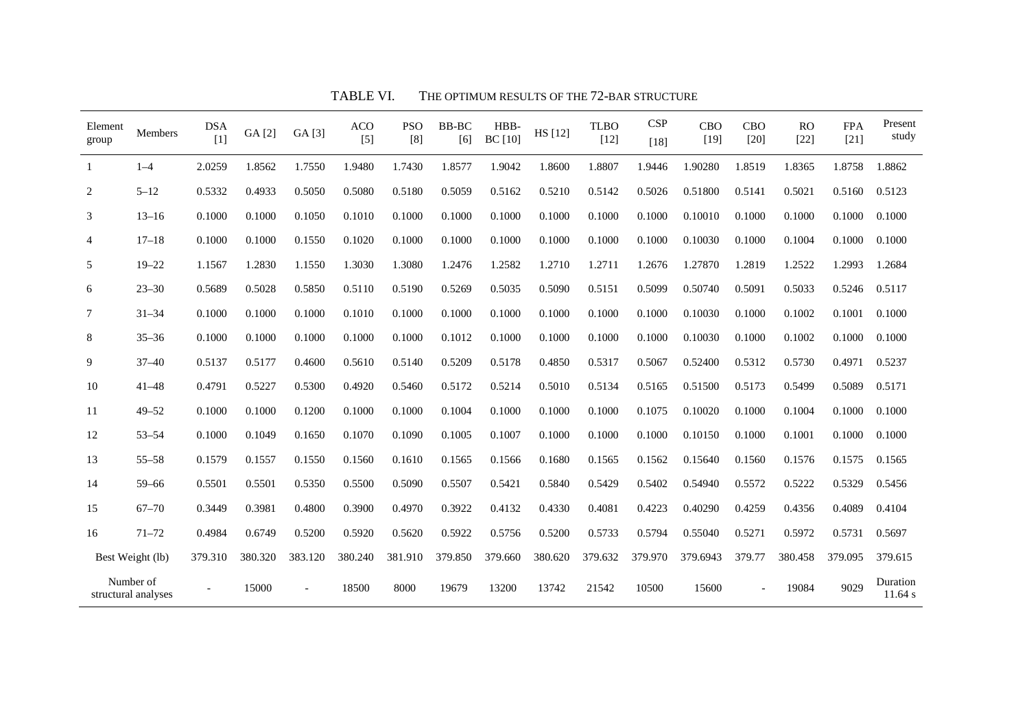TABLE VI. THE OPTIMUM RESULTS OF THE 72-BAR STRUCTURE

| Element group | Members | DSA [1] | GA [2] | GA [3] | ACO [5] | PSO [8] | BB-BC [6] | HBB-BC [10] | HS [12] | TLBO [12] | CSP [18] | CBO [19] | CBO [20] | RO [22] | FPA [21] | Present study |
|---|---|---|---|---|---|---|---|---|---|---|---|---|---|---|---|---|
| 1 | 1–4 | 2.0259 | 1.8562 | 1.7550 | 1.9480 | 1.7430 | 1.8577 | 1.9042 | 1.8600 | 1.8807 | 1.9446 | 1.90280 | 1.8519 | 1.8365 | 1.8758 | 1.8862 |
| 2 | 5–12 | 0.5332 | 0.4933 | 0.5050 | 0.5080 | 0.5180 | 0.5059 | 0.5162 | 0.5210 | 0.5142 | 0.5026 | 0.51800 | 0.5141 | 0.5021 | 0.5160 | 0.5123 |
| 3 | 13–16 | 0.1000 | 0.1000 | 0.1050 | 0.1010 | 0.1000 | 0.1000 | 0.1000 | 0.1000 | 0.1000 | 0.1000 | 0.10010 | 0.1000 | 0.1000 | 0.1000 | 0.1000 |
| 4 | 17–18 | 0.1000 | 0.1000 | 0.1550 | 0.1020 | 0.1000 | 0.1000 | 0.1000 | 0.1000 | 0.1000 | 0.1000 | 0.10030 | 0.1000 | 0.1004 | 0.1000 | 0.1000 |
| 5 | 19–22 | 1.1567 | 1.2830 | 1.1550 | 1.3030 | 1.3080 | 1.2476 | 1.2582 | 1.2710 | 1.2711 | 1.2676 | 1.27870 | 1.2819 | 1.2522 | 1.2993 | 1.2684 |
| 6 | 23–30 | 0.5689 | 0.5028 | 0.5850 | 0.5110 | 0.5190 | 0.5269 | 0.5035 | 0.5090 | 0.5151 | 0.5099 | 0.50740 | 0.5091 | 0.5033 | 0.5246 | 0.5117 |
| 7 | 31–34 | 0.1000 | 0.1000 | 0.1000 | 0.1010 | 0.1000 | 0.1000 | 0.1000 | 0.1000 | 0.1000 | 0.1000 | 0.10030 | 0.1000 | 0.1002 | 0.1001 | 0.1000 |
| 8 | 35–36 | 0.1000 | 0.1000 | 0.1000 | 0.1000 | 0.1000 | 0.1012 | 0.1000 | 0.1000 | 0.1000 | 0.1000 | 0.10030 | 0.1000 | 0.1002 | 0.1000 | 0.1000 |
| 9 | 37–40 | 0.5137 | 0.5177 | 0.4600 | 0.5610 | 0.5140 | 0.5209 | 0.5178 | 0.4850 | 0.5317 | 0.5067 | 0.52400 | 0.5312 | 0.5730 | 0.4971 | 0.5237 |
| 10 | 41–48 | 0.4791 | 0.5227 | 0.5300 | 0.4920 | 0.5460 | 0.5172 | 0.5214 | 0.5010 | 0.5134 | 0.5165 | 0.51500 | 0.5173 | 0.5499 | 0.5089 | 0.5171 |
| 11 | 49–52 | 0.1000 | 0.1000 | 0.1200 | 0.1000 | 0.1000 | 0.1004 | 0.1000 | 0.1000 | 0.1000 | 0.1075 | 0.10020 | 0.1000 | 0.1004 | 0.1000 | 0.1000 |
| 12 | 53–54 | 0.1000 | 0.1049 | 0.1650 | 0.1070 | 0.1090 | 0.1005 | 0.1007 | 0.1000 | 0.1000 | 0.1000 | 0.10150 | 0.1000 | 0.1001 | 0.1000 | 0.1000 |
| 13 | 55–58 | 0.1579 | 0.1557 | 0.1550 | 0.1560 | 0.1610 | 0.1565 | 0.1566 | 0.1680 | 0.1565 | 0.1562 | 0.15640 | 0.1560 | 0.1576 | 0.1575 | 0.1565 |
| 14 | 59–66 | 0.5501 | 0.5501 | 0.5350 | 0.5500 | 0.5090 | 0.5507 | 0.5421 | 0.5840 | 0.5429 | 0.5402 | 0.54940 | 0.5572 | 0.5222 | 0.5329 | 0.5456 |
| 15 | 67–70 | 0.3449 | 0.3981 | 0.4800 | 0.3900 | 0.4970 | 0.3922 | 0.4132 | 0.4330 | 0.4081 | 0.4223 | 0.40290 | 0.4259 | 0.4356 | 0.4089 | 0.4104 |
| 16 | 71–72 | 0.4984 | 0.6749 | 0.5200 | 0.5920 | 0.5620 | 0.5922 | 0.5756 | 0.5200 | 0.5733 | 0.5794 | 0.55040 | 0.5271 | 0.5972 | 0.5731 | 0.5697 |
| Best Weight (lb) | | 379.310 | 380.320 | 383.120 | 380.240 | 381.910 | 379.850 | 379.660 | 380.620 | 379.632 | 379.970 | 379.6943 | 379.77 | 380.458 | 379.095 | 379.615 |
| Number of structural analyses | | - | 15000 | - | 18500 | 8000 | 19679 | 13200 | 13742 | 21542 | 10500 | 15600 | - | 19084 | 9029 | Duration 11.64 s |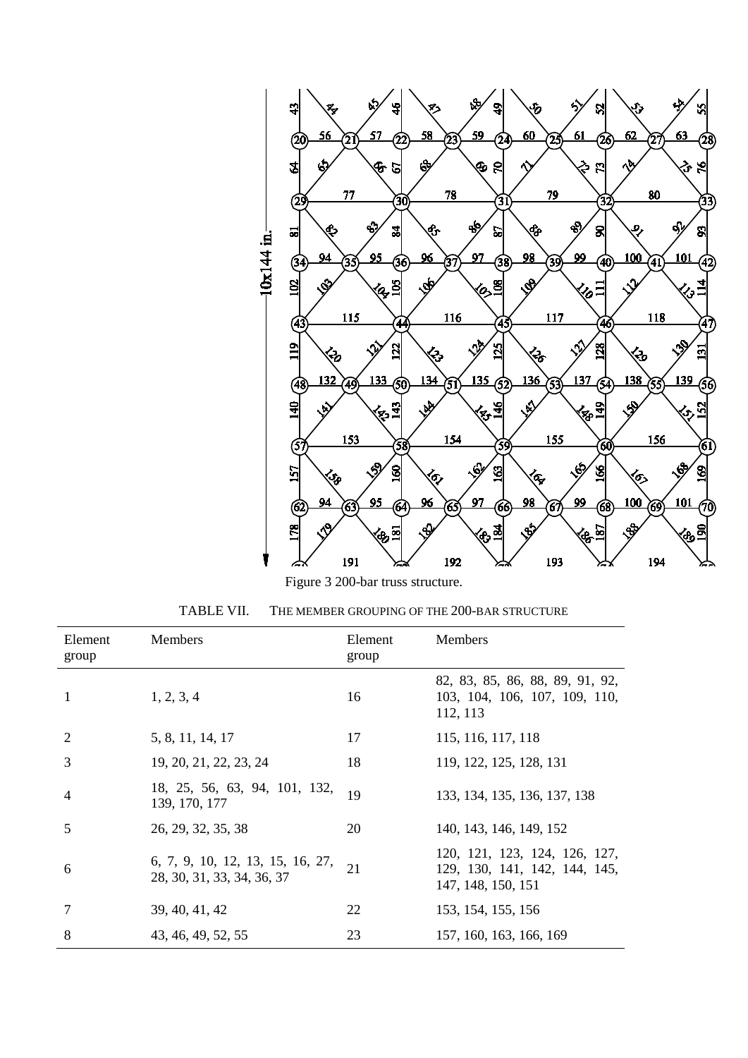Figure 3 200-bar truss structure.

TABLE VII. THE MEMBER GROUPING OF THE 200-BAR STRUCTURE

| Element group | Members | Element group | Members |
|---|---|---|---|
| 1 | 1, 2, 3, 4 | 16 | 82, 83, 85, 86, 88, 89, 91, 92, 103, 104, 106, 107, 109, 110, 112, 113 |
| 2 | 5, 8, 11, 14, 17 | 17 | 115, 116, 117, 118 |
| 3 | 19, 20, 21, 22, 23, 24 | 18 | 119, 122, 125, 128, 131 |
| 4 | 18, 25, 56, 63, 94, 101, 132, 139, 170, 177 | 19 | 133, 134, 135, 136, 137, 138 |
| 5 | 26, 29, 32, 35, 38 | 20 | 140, 143, 146, 149, 152 |
| 6 | 6, 7, 9, 10, 12, 13, 15, 16, 27, 28, 30, 31, 33, 34, 36, 37 | 21 | 120, 121, 123, 124, 126, 127, 129, 130, 141, 142, 144, 145, 147, 148, 150, 151 |
| 7 | 39, 40, 41, 42 | 22 | 153, 154, 155, 156 |
| 8 | 43, 46, 49, 52, 55 | 23 | 157, 160, 163, 166, 169 |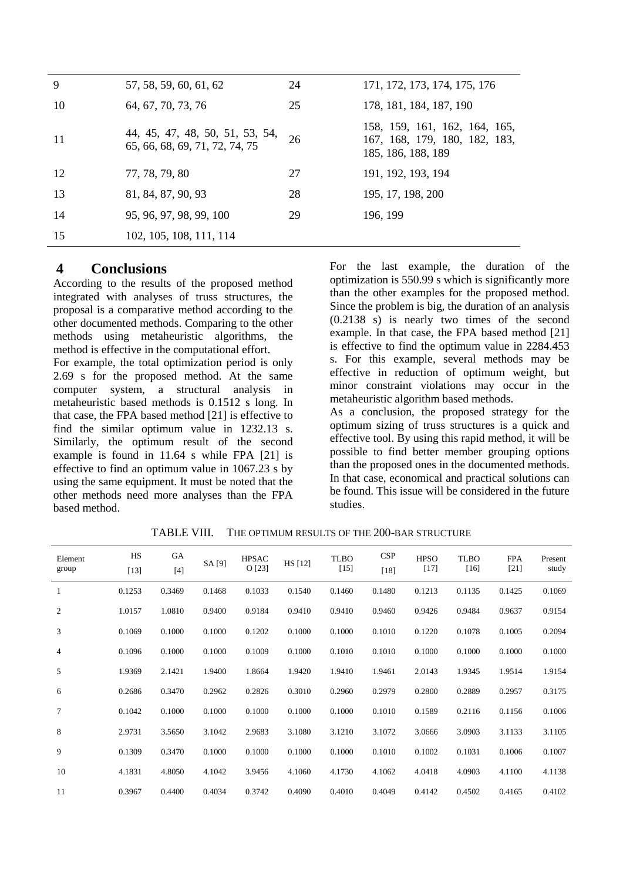| 9 | 57, 58, 59, 60, 61, 62 | 24 | 171, 172, 173, 174, 175, 176 |
|---|---|---|---|
| 10 | 64, 67, 70, 73, 76 | 25 | 178, 181, 184, 187, 190 |
| 11 | 44, 45, 47, 48, 50, 51, 53, 54, 65, 66, 68, 69, 71, 72, 74, 75 | 26 | 158, 159, 161, 162, 164, 165, 167, 168, 179, 180, 182, 183, 185, 186, 188, 189 |
| 12 | 77, 78, 79, 80 | 27 | 191, 192, 193, 194 |
| 13 | 81, 84, 87, 90, 93 | 28 | 195, 17, 198, 200 |
| 14 | 95, 96, 97, 98, 99, 100 | 29 | 196, 199 |
| 15 | 102, 105, 108, 111, 114 | | |

## 4 Conclusions

According to the results of the proposed method integrated with analyses of truss structures, the proposal is a comparative method according to the other documented methods. Comparing to the other methods using metaheuristic algorithms, the method is effective in the computational effort.

For example, the total optimization period is only 2.69 s for the proposed method. At the same computer system, a structural analysis in metaheuristic based methods is 0.1512 s long. In that case, the FPA based method [21] is effective to find the similar optimum value in 1232.13 s. Similarly, the optimum result of the second example is found in 11.64 s while FPA [21] is effective to find an optimum value in 1067.23 s by using the same equipment. It must be noted that the other methods need more analyses than the FPA based method.

For the last example, the duration of the optimization is 550.99 s which is significantly more than the other examples for the proposed method. Since the problem is big, the duration of an analysis (0.2138 s) is nearly two times of the second example. In that case, the FPA based method [21] is effective to find the optimum value in 2284.453 s. For this example, several methods may be effective in reduction of optimum weight, but minor constraint violations may occur in the metaheuristic algorithm based methods.

As a conclusion, the proposed strategy for the optimum sizing of truss structures is a quick and effective tool. By using this rapid method, it will be possible to find better member grouping options than the proposed ones in the documented methods. In that case, economical and practical solutions can be found. This issue will be considered in the future studies.

TABLE VIII. THE OPTIMUM RESULTS OF THE 200-BAR STRUCTURE

| Element group | HS [13] | GA [4] | SA [9] | HPSACO [23] | HS [12] | TLBO [15] | CSP [18] | HPSO [17] | TLBO [16] | FPA [21] | Present study |
|---|---|---|---|---|---|---|---|---|---|---|---|
| 1 | 0.1253 | 0.3469 | 0.1468 | 0.1033 | 0.1540 | 0.1460 | 0.1480 | 0.1213 | 0.1135 | 0.1425 | 0.1069 |
| 2 | 1.0157 | 1.0810 | 0.9400 | 0.9184 | 0.9410 | 0.9410 | 0.9460 | 0.9426 | 0.9484 | 0.9637 | 0.9154 |
| 3 | 0.1069 | 0.1000 | 0.1000 | 0.1202 | 0.1000 | 0.1000 | 0.1010 | 0.1220 | 0.1078 | 0.1005 | 0.2094 |
| 4 | 0.1096 | 0.1000 | 0.1000 | 0.1009 | 0.1000 | 0.1010 | 0.1010 | 0.1000 | 0.1000 | 0.1000 | 0.1000 |
| 5 | 1.9369 | 2.1421 | 1.9400 | 1.8664 | 1.9420 | 1.9410 | 1.9461 | 2.0143 | 1.9345 | 1.9514 | 1.9154 |
| 6 | 0.2686 | 0.3470 | 0.2962 | 0.2826 | 0.3010 | 0.2960 | 0.2979 | 0.2800 | 0.2889 | 0.2957 | 0.3175 |
| 7 | 0.1042 | 0.1000 | 0.1000 | 0.1000 | 0.1000 | 0.1000 | 0.1010 | 0.1589 | 0.2116 | 0.1156 | 0.1006 |
| 8 | 2.9731 | 3.5650 | 3.1042 | 2.9683 | 3.1080 | 3.1210 | 3.1072 | 3.0666 | 3.0903 | 3.1133 | 3.1105 |
| 9 | 0.1309 | 0.3470 | 0.1000 | 0.1000 | 0.1000 | 0.1000 | 0.1010 | 0.1002 | 0.1031 | 0.1006 | 0.1007 |
| 10 | 4.1831 | 4.8050 | 4.1042 | 3.9456 | 4.1060 | 4.1730 | 4.1062 | 4.0418 | 4.0903 | 4.1100 | 4.1138 |
| 11 | 0.3967 | 0.4400 | 0.4034 | 0.3742 | 0.4090 | 0.4010 | 0.4049 | 0.4142 | 0.4502 | 0.4165 | 0.4102 |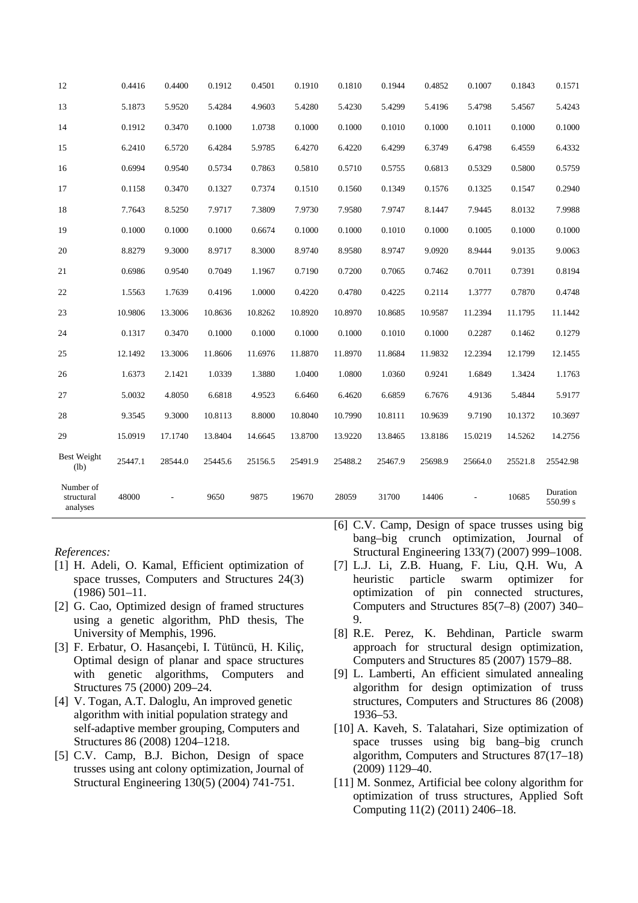| | | | | | | | | | | | |
|---|---|---|---|---|---|---|---|---|---|---|---|
| 12 | 0.4416 | 0.4400 | 0.1912 | 0.4501 | 0.1910 | 0.1810 | 0.1944 | 0.4852 | 0.1007 | 0.1843 | 0.1571 |
| 13 | 5.1873 | 5.9520 | 5.4284 | 4.9603 | 5.4280 | 5.4230 | 5.4299 | 5.4196 | 5.4798 | 5.4567 | 5.4243 |
| 14 | 0.1912 | 0.3470 | 0.1000 | 1.0738 | 0.1000 | 0.1000 | 0.1010 | 0.1000 | 0.1011 | 0.1000 | 0.1000 |
| 15 | 6.2410 | 6.5720 | 6.4284 | 5.9785 | 6.4270 | 6.4220 | 6.4299 | 6.3749 | 6.4798 | 6.4559 | 6.4332 |
| 16 | 0.6994 | 0.9540 | 0.5734 | 0.7863 | 0.5810 | 0.5710 | 0.5755 | 0.6813 | 0.5329 | 0.5800 | 0.5759 |
| 17 | 0.1158 | 0.3470 | 0.1327 | 0.7374 | 0.1510 | 0.1560 | 0.1349 | 0.1576 | 0.1325 | 0.1547 | 0.2940 |
| 18 | 7.7643 | 8.5250 | 7.9717 | 7.3809 | 7.9730 | 7.9580 | 7.9747 | 8.1447 | 7.9445 | 8.0132 | 7.9988 |
| 19 | 0.1000 | 0.1000 | 0.1000 | 0.6674 | 0.1000 | 0.1000 | 0.1010 | 0.1000 | 0.1005 | 0.1000 | 0.1000 |
| 20 | 8.8279 | 9.3000 | 8.9717 | 8.3000 | 8.9740 | 8.9580 | 8.9747 | 9.0920 | 8.9444 | 9.0135 | 9.0063 |
| 21 | 0.6986 | 0.9540 | 0.7049 | 1.1967 | 0.7190 | 0.7200 | 0.7065 | 0.7462 | 0.7011 | 0.7391 | 0.8194 |
| 22 | 1.5563 | 1.7639 | 0.4196 | 1.0000 | 0.4220 | 0.4780 | 0.4225 | 0.2114 | 1.3777 | 0.7870 | 0.4748 |
| 23 | 10.9806 | 13.3006 | 10.8636 | 10.8262 | 10.8920 | 10.8970 | 10.8685 | 10.9587 | 11.2394 | 11.1795 | 11.1442 |
| 24 | 0.1317 | 0.3470 | 0.1000 | 0.1000 | 0.1000 | 0.1000 | 0.1010 | 0.1000 | 0.2287 | 0.1462 | 0.1279 |
| 25 | 12.1492 | 13.3006 | 11.8606 | 11.6976 | 11.8870 | 11.8970 | 11.8684 | 11.9832 | 12.2394 | 12.1799 | 12.1455 |
| 26 | 1.6373 | 2.1421 | 1.0339 | 1.3880 | 1.0400 | 1.0800 | 1.0360 | 0.9241 | 1.6849 | 1.3424 | 1.1763 |
| 27 | 5.0032 | 4.8050 | 6.6818 | 4.9523 | 6.6460 | 6.4620 | 6.6859 | 6.7676 | 4.9136 | 5.4844 | 5.9177 |
| 28 | 9.3545 | 9.3000 | 10.8113 | 8.8000 | 10.8040 | 10.7990 | 10.8111 | 10.9639 | 9.7190 | 10.1372 | 10.3697 |
| 29 | 15.0919 | 17.1740 | 13.8404 | 14.6645 | 13.8700 | 13.9220 | 13.8465 | 13.8186 | 15.0219 | 14.5262 | 14.2756 |
| Best Weight (lb) | 25447.1 | 28544.0 | 25445.6 | 25156.5 | 25491.9 | 25488.2 | 25467.9 | 25698.9 | 25664.0 | 25521.8 | 25542.98 |
| Number of structural analyses | 48000 | - | 9650 | 9875 | 19670 | 28059 | 31700 | 14406 | - | 10685 | Duration 550.99 s |

*References:*

[1] H. Adeli, O. Kamal, Efficient optimization of space trusses, Computers and Structures 24(3) (1986) 501–11.

[2] G. Cao, Optimized design of framed structures using a genetic algorithm, PhD thesis, The University of Memphis, 1996.

[3] F. Erbatur, O. Hasançebi, I. Tütüncü, H. Kiliç, Optimal design of planar and space structures with genetic algorithms, Computers and Structures 75 (2000) 209–24.

[4] V. Togan, A.T. Daloglu, An improved genetic algorithm with initial population strategy and self-adaptive member grouping, Computers and Structures 86 (2008) 1204–1218.

[5] C.V. Camp, B.J. Bichon, Design of space trusses using ant colony optimization, Journal of Structural Engineering 130(5) (2004) 741-751.

[6] C.V. Camp, Design of space trusses using big bang–big crunch optimization, Journal of Structural Engineering 133(7) (2007) 999–1008.

[7] L.J. Li, Z.B. Huang, F. Liu, Q.H. Wu, A heuristic particle swarm optimizer for optimization of pin connected structures, Computers and Structures 85(7–8) (2007) 340–9.

[8] R.E. Perez, K. Behdinan, Particle swarm approach for structural design optimization, Computers and Structures 85 (2007) 1579–88.

[9] L. Lamberti, An efficient simulated annealing algorithm for design optimization of truss structures, Computers and Structures 86 (2008) 1936–53.

[10] A. Kaveh, S. Talatahari, Size optimization of space trusses using big bang–big crunch algorithm, Computers and Structures 87(17–18) (2009) 1129–40.

[11] M. Sonmez, Artificial bee colony algorithm for optimization of truss structures, Applied Soft Computing 11(2) (2011) 2406–18.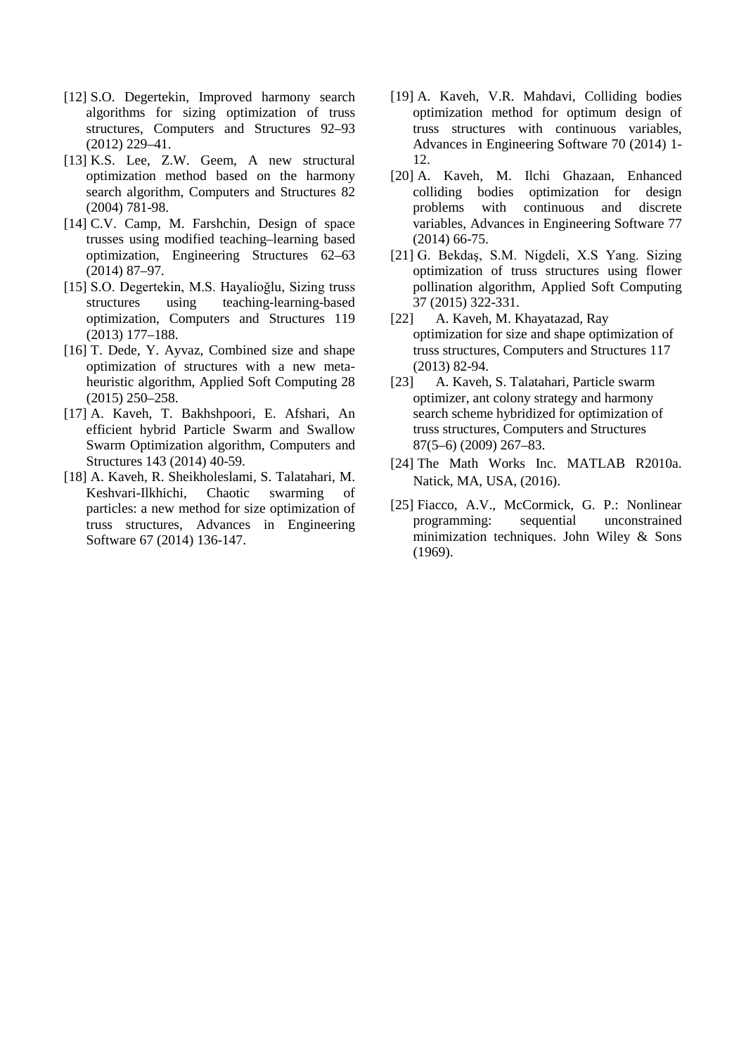[12] S.O. Degertekin, Improved harmony search algorithms for sizing optimization of truss structures, Computers and Structures 92–93 (2012) 229–41.

[13] K.S. Lee, Z.W. Geem, A new structural optimization method based on the harmony search algorithm, Computers and Structures 82 (2004) 781-98.

[14] C.V. Camp, M. Farshchin, Design of space trusses using modified teaching–learning based optimization, Engineering Structures 62–63 (2014) 87–97.

[15] S.O. Degertekin, M.S. Hayalioğlu, Sizing truss structures using teaching-learning-based optimization, Computers and Structures 119 (2013) 177–188.

[16] T. Dede, Y. Ayvaz, Combined size and shape optimization of structures with a new meta-heuristic algorithm, Applied Soft Computing 28 (2015) 250–258.

[17] A. Kaveh, T. Bakhshpoori, E. Afshari, An efficient hybrid Particle Swarm and Swallow Swarm Optimization algorithm, Computers and Structures 143 (2014) 40-59.

[18] A. Kaveh, R. Sheikholeslami, S. Talatahari, M. Keshvari-Ilkhichi, Chaotic swarming of particles: a new method for size optimization of truss structures, Advances in Engineering Software 67 (2014) 136-147.

[19] A. Kaveh, V.R. Mahdavi, Colliding bodies optimization method for optimum design of truss structures with continuous variables, Advances in Engineering Software 70 (2014) 1-12.

[20] A. Kaveh, M. Ilchi Ghazaan, Enhanced colliding bodies optimization for design problems with continuous and discrete variables, Advances in Engineering Software 77 (2014) 66-75.

[21] G. Bekdaş, S.M. Nigdeli, X.S Yang. Sizing optimization of truss structures using flower pollination algorithm, Applied Soft Computing 37 (2015) 322-331.

[22] A. Kaveh, M. Khayatazad, Ray optimization for size and shape optimization of truss structures, Computers and Structures 117 (2013) 82-94.

[23] A. Kaveh, S. Talatahari, Particle swarm optimizer, ant colony strategy and harmony search scheme hybridized for optimization of truss structures, Computers and Structures 87(5–6) (2009) 267–83.

[24] The Math Works Inc. MATLAB R2010a. Natick, MA, USA, (2016).

[25] Fiacco, A.V., McCormick, G. P.: Nonlinear programming: sequential unconstrained minimization techniques. John Wiley & Sons (1969).